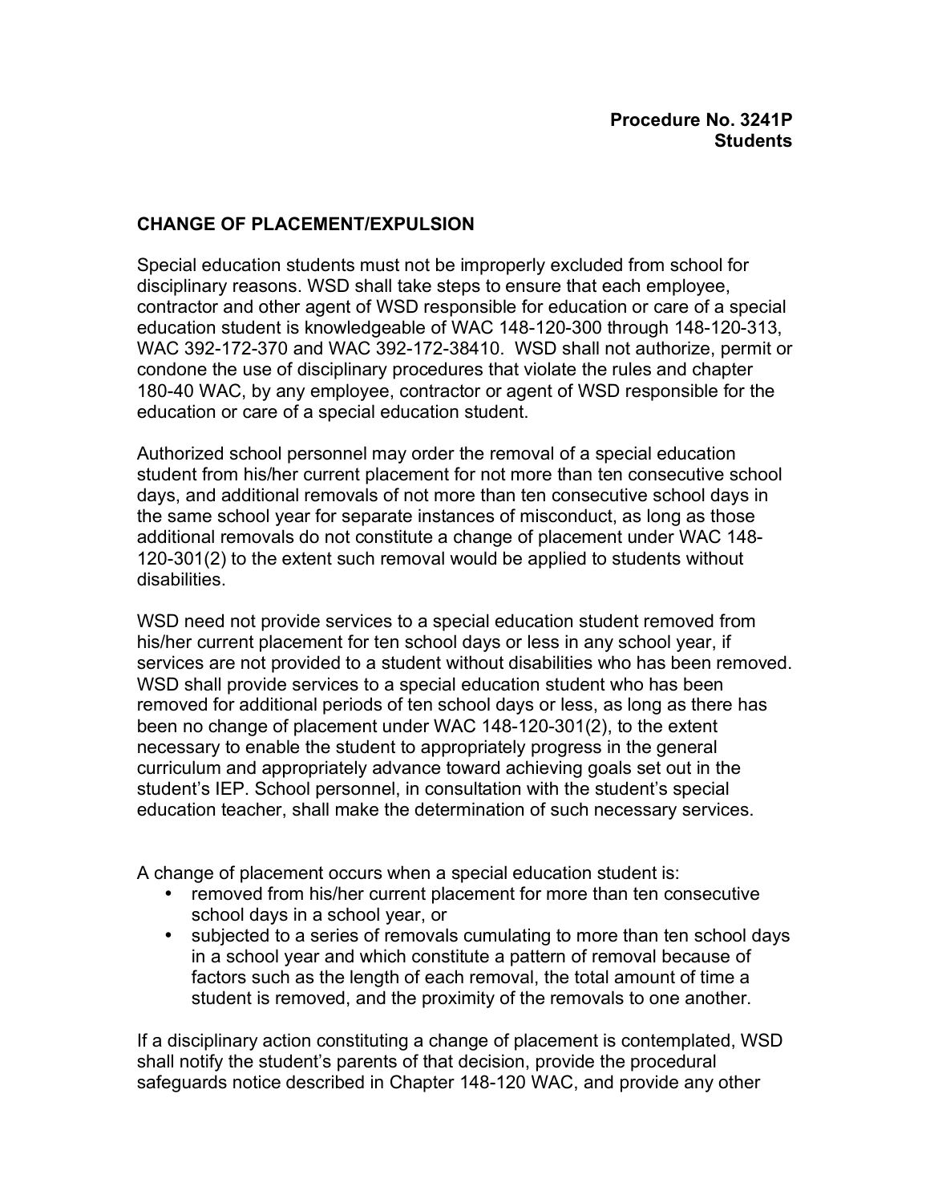**Procedure No. 3241P**
**Students**

## CHANGE OF PLACEMENT/EXPULSION

Special education students must not be improperly excluded from school for disciplinary reasons. WSD shall take steps to ensure that each employee, contractor and other agent of WSD responsible for education or care of a special education student is knowledgeable of WAC 148-120-300 through 148-120-313, WAC 392-172-370 and WAC 392-172-38410. WSD shall not authorize, permit or condone the use of disciplinary procedures that violate the rules and chapter 180-40 WAC, by any employee, contractor or agent of WSD responsible for the education or care of a special education student.

Authorized school personnel may order the removal of a special education student from his/her current placement for not more than ten consecutive school days, and additional removals of not more than ten consecutive school days in the same school year for separate instances of misconduct, as long as those additional removals do not constitute a change of placement under WAC 148-120-301(2) to the extent such removal would be applied to students without disabilities.

WSD need not provide services to a special education student removed from his/her current placement for ten school days or less in any school year, if services are not provided to a student without disabilities who has been removed. WSD shall provide services to a special education student who has been removed for additional periods of ten school days or less, as long as there has been no change of placement under WAC 148-120-301(2), to the extent necessary to enable the student to appropriately progress in the general curriculum and appropriately advance toward achieving goals set out in the student's IEP. School personnel, in consultation with the student's special education teacher, shall make the determination of such necessary services.

A change of placement occurs when a special education student is:

- removed from his/her current placement for more than ten consecutive school days in a school year, or
- subjected to a series of removals cumulating to more than ten school days in a school year and which constitute a pattern of removal because of factors such as the length of each removal, the total amount of time a student is removed, and the proximity of the removals to one another.

If a disciplinary action constituting a change of placement is contemplated, WSD shall notify the student's parents of that decision, provide the procedural safeguards notice described in Chapter 148-120 WAC, and provide any other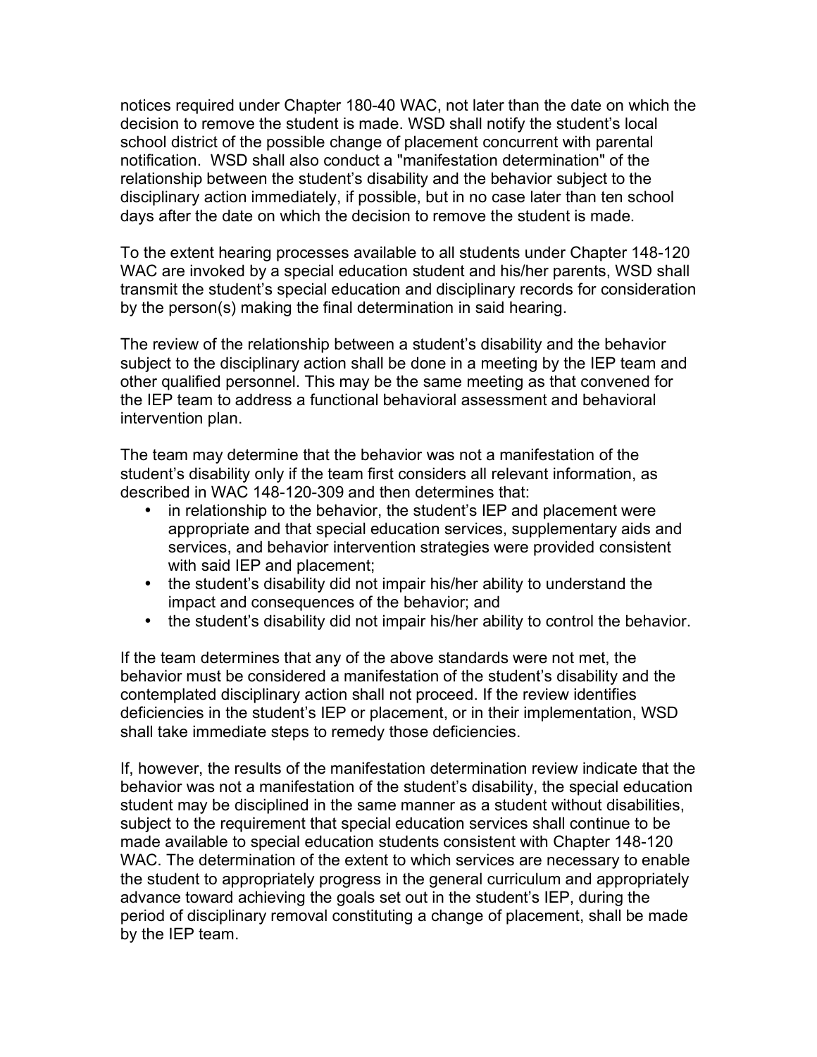notices required under Chapter 180-40 WAC, not later than the date on which the decision to remove the student is made. WSD shall notify the student's local school district of the possible change of placement concurrent with parental notification. WSD shall also conduct a "manifestation determination" of the relationship between the student's disability and the behavior subject to the disciplinary action immediately, if possible, but in no case later than ten school days after the date on which the decision to remove the student is made.

To the extent hearing processes available to all students under Chapter 148-120 WAC are invoked by a special education student and his/her parents, WSD shall transmit the student's special education and disciplinary records for consideration by the person(s) making the final determination in said hearing.

The review of the relationship between a student's disability and the behavior subject to the disciplinary action shall be done in a meeting by the IEP team and other qualified personnel. This may be the same meeting as that convened for the IEP team to address a functional behavioral assessment and behavioral intervention plan.

The team may determine that the behavior was not a manifestation of the student's disability only if the team first considers all relevant information, as described in WAC 148-120-309 and then determines that:

- in relationship to the behavior, the student's IEP and placement were appropriate and that special education services, supplementary aids and services, and behavior intervention strategies were provided consistent with said IEP and placement;
- the student's disability did not impair his/her ability to understand the impact and consequences of the behavior; and
- the student's disability did not impair his/her ability to control the behavior.

If the team determines that any of the above standards were not met, the behavior must be considered a manifestation of the student's disability and the contemplated disciplinary action shall not proceed. If the review identifies deficiencies in the student's IEP or placement, or in their implementation, WSD shall take immediate steps to remedy those deficiencies.

If, however, the results of the manifestation determination review indicate that the behavior was not a manifestation of the student's disability, the special education student may be disciplined in the same manner as a student without disabilities, subject to the requirement that special education services shall continue to be made available to special education students consistent with Chapter 148-120 WAC. The determination of the extent to which services are necessary to enable the student to appropriately progress in the general curriculum and appropriately advance toward achieving the goals set out in the student's IEP, during the period of disciplinary removal constituting a change of placement, shall be made by the IEP team.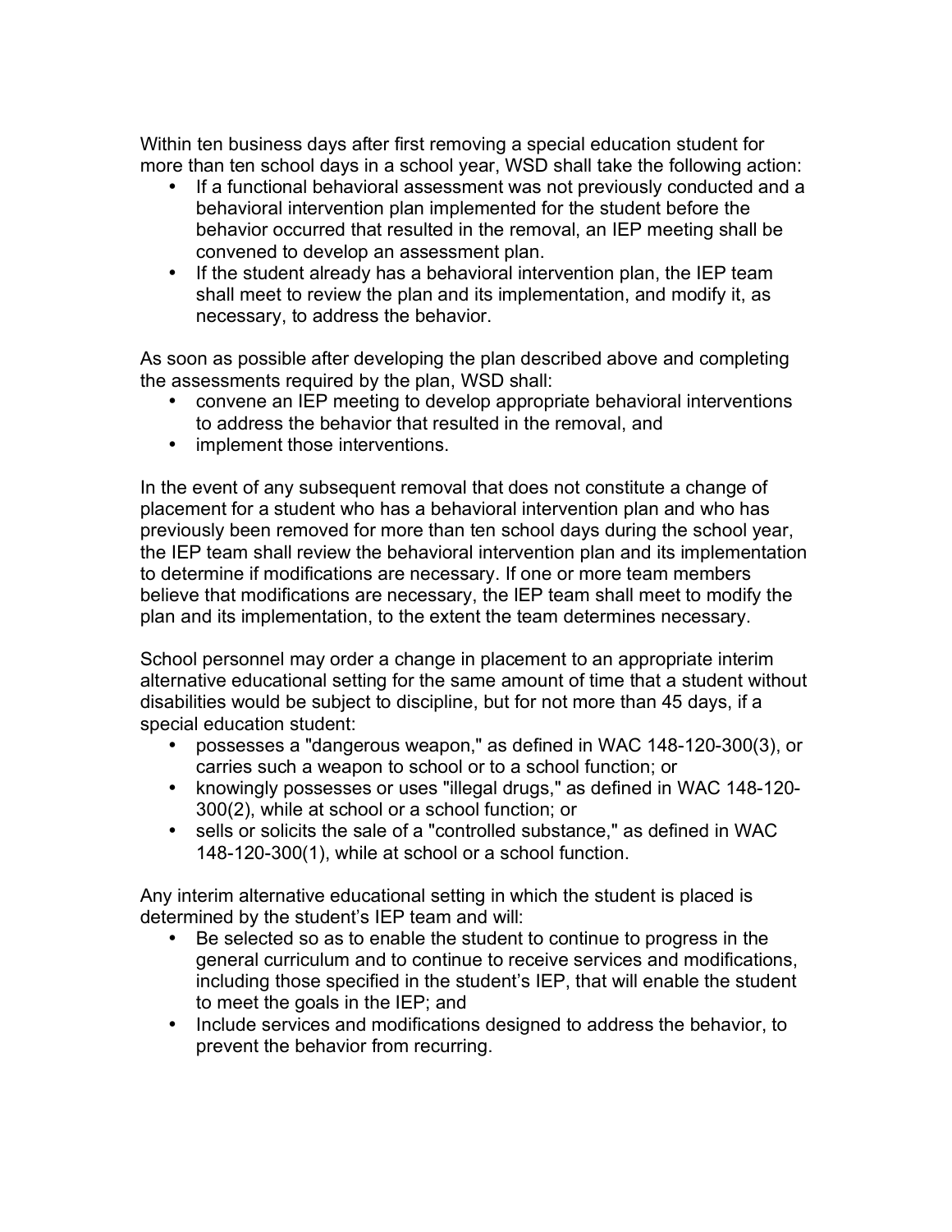Within ten business days after first removing a special education student for more than ten school days in a school year, WSD shall take the following action:

- If a functional behavioral assessment was not previously conducted and a behavioral intervention plan implemented for the student before the behavior occurred that resulted in the removal, an IEP meeting shall be convened to develop an assessment plan.
- If the student already has a behavioral intervention plan, the IEP team shall meet to review the plan and its implementation, and modify it, as necessary, to address the behavior.

As soon as possible after developing the plan described above and completing the assessments required by the plan, WSD shall:

- convene an IEP meeting to develop appropriate behavioral interventions to address the behavior that resulted in the removal, and
- implement those interventions.

In the event of any subsequent removal that does not constitute a change of placement for a student who has a behavioral intervention plan and who has previously been removed for more than ten school days during the school year, the IEP team shall review the behavioral intervention plan and its implementation to determine if modifications are necessary. If one or more team members believe that modifications are necessary, the IEP team shall meet to modify the plan and its implementation, to the extent the team determines necessary.

School personnel may order a change in placement to an appropriate interim alternative educational setting for the same amount of time that a student without disabilities would be subject to discipline, but for not more than 45 days, if a special education student:

- possesses a "dangerous weapon," as defined in WAC 148-120-300(3), or carries such a weapon to school or to a school function; or
- knowingly possesses or uses "illegal drugs," as defined in WAC 148-120-300(2), while at school or a school function; or
- sells or solicits the sale of a "controlled substance," as defined in WAC 148-120-300(1), while at school or a school function.

Any interim alternative educational setting in which the student is placed is determined by the student's IEP team and will:

- Be selected so as to enable the student to continue to progress in the general curriculum and to continue to receive services and modifications, including those specified in the student's IEP, that will enable the student to meet the goals in the IEP; and
- Include services and modifications designed to address the behavior, to prevent the behavior from recurring.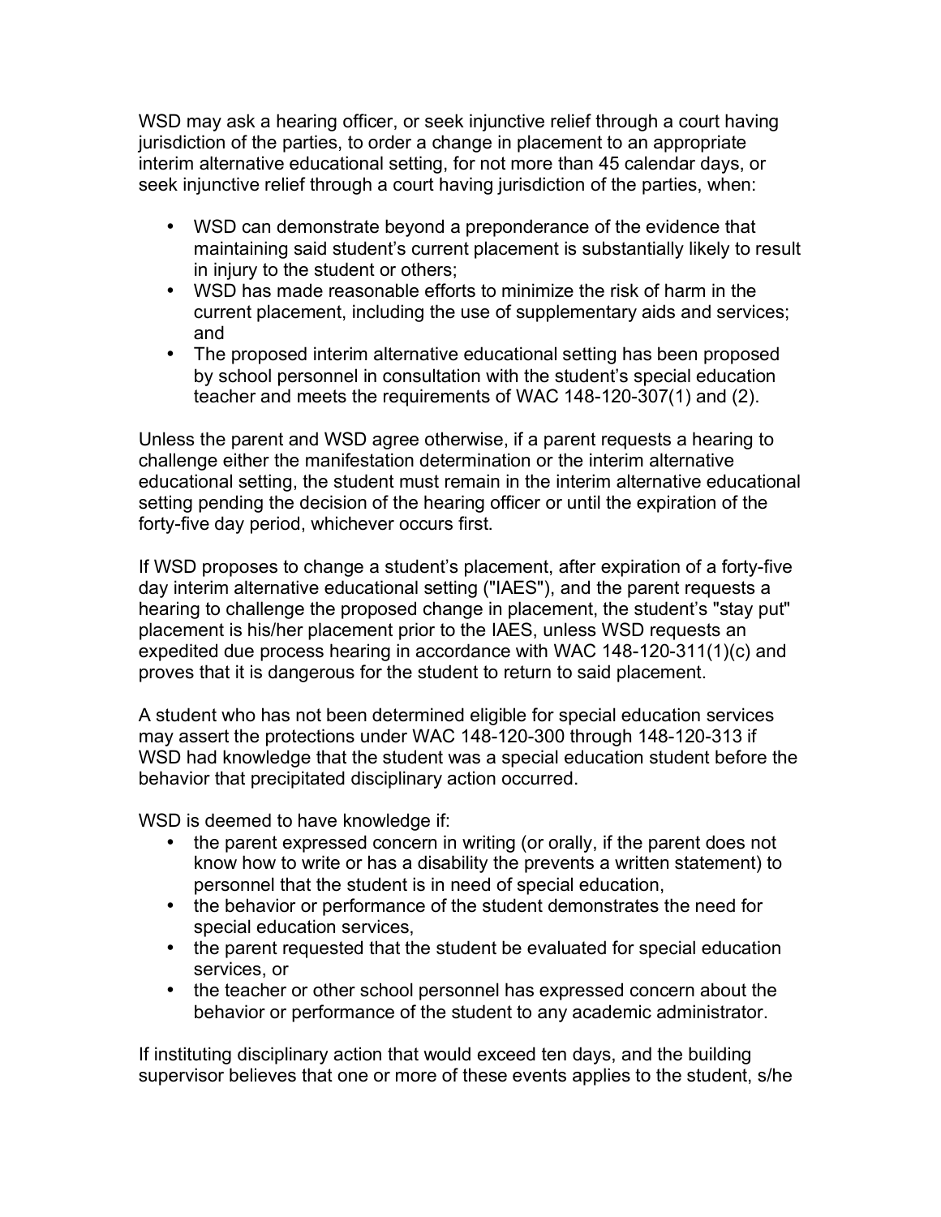WSD may ask a hearing officer, or seek injunctive relief through a court having jurisdiction of the parties, to order a change in placement to an appropriate interim alternative educational setting, for not more than 45 calendar days, or seek injunctive relief through a court having jurisdiction of the parties, when:

- WSD can demonstrate beyond a preponderance of the evidence that maintaining said student's current placement is substantially likely to result in injury to the student or others;
- WSD has made reasonable efforts to minimize the risk of harm in the current placement, including the use of supplementary aids and services; and
- The proposed interim alternative educational setting has been proposed by school personnel in consultation with the student's special education teacher and meets the requirements of WAC 148-120-307(1) and (2).

Unless the parent and WSD agree otherwise, if a parent requests a hearing to challenge either the manifestation determination or the interim alternative educational setting, the student must remain in the interim alternative educational setting pending the decision of the hearing officer or until the expiration of the forty-five day period, whichever occurs first.

If WSD proposes to change a student's placement, after expiration of a forty-five day interim alternative educational setting ("IAES"), and the parent requests a hearing to challenge the proposed change in placement, the student's "stay put" placement is his/her placement prior to the IAES, unless WSD requests an expedited due process hearing in accordance with WAC 148-120-311(1)(c) and proves that it is dangerous for the student to return to said placement.

A student who has not been determined eligible for special education services may assert the protections under WAC 148-120-300 through 148-120-313 if WSD had knowledge that the student was a special education student before the behavior that precipitated disciplinary action occurred.

WSD is deemed to have knowledge if:

- the parent expressed concern in writing (or orally, if the parent does not know how to write or has a disability the prevents a written statement) to personnel that the student is in need of special education,
- the behavior or performance of the student demonstrates the need for special education services,
- the parent requested that the student be evaluated for special education services, or
- the teacher or other school personnel has expressed concern about the behavior or performance of the student to any academic administrator.

If instituting disciplinary action that would exceed ten days, and the building supervisor believes that one or more of these events applies to the student, s/he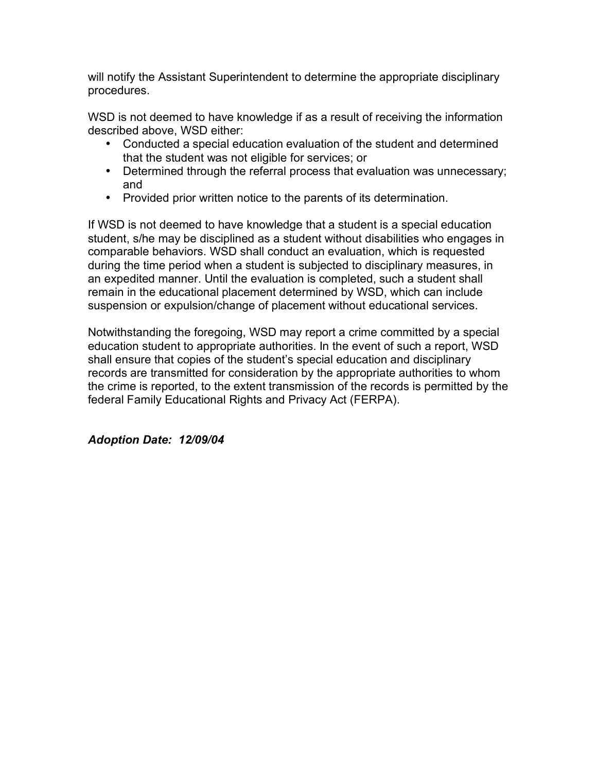will notify the Assistant Superintendent to determine the appropriate disciplinary procedures.

WSD is not deemed to have knowledge if as a result of receiving the information described above, WSD either:

- Conducted a special education evaluation of the student and determined that the student was not eligible for services; or
- Determined through the referral process that evaluation was unnecessary; and
- Provided prior written notice to the parents of its determination.

If WSD is not deemed to have knowledge that a student is a special education student, s/he may be disciplined as a student without disabilities who engages in comparable behaviors. WSD shall conduct an evaluation, which is requested during the time period when a student is subjected to disciplinary measures, in an expedited manner. Until the evaluation is completed, such a student shall remain in the educational placement determined by WSD, which can include suspension or expulsion/change of placement without educational services.

Notwithstanding the foregoing, WSD may report a crime committed by a special education student to appropriate authorities. In the event of such a report, WSD shall ensure that copies of the student's special education and disciplinary records are transmitted for consideration by the appropriate authorities to whom the crime is reported, to the extent transmission of the records is permitted by the federal Family Educational Rights and Privacy Act (FERPA).

***Adoption Date: 12/09/04***